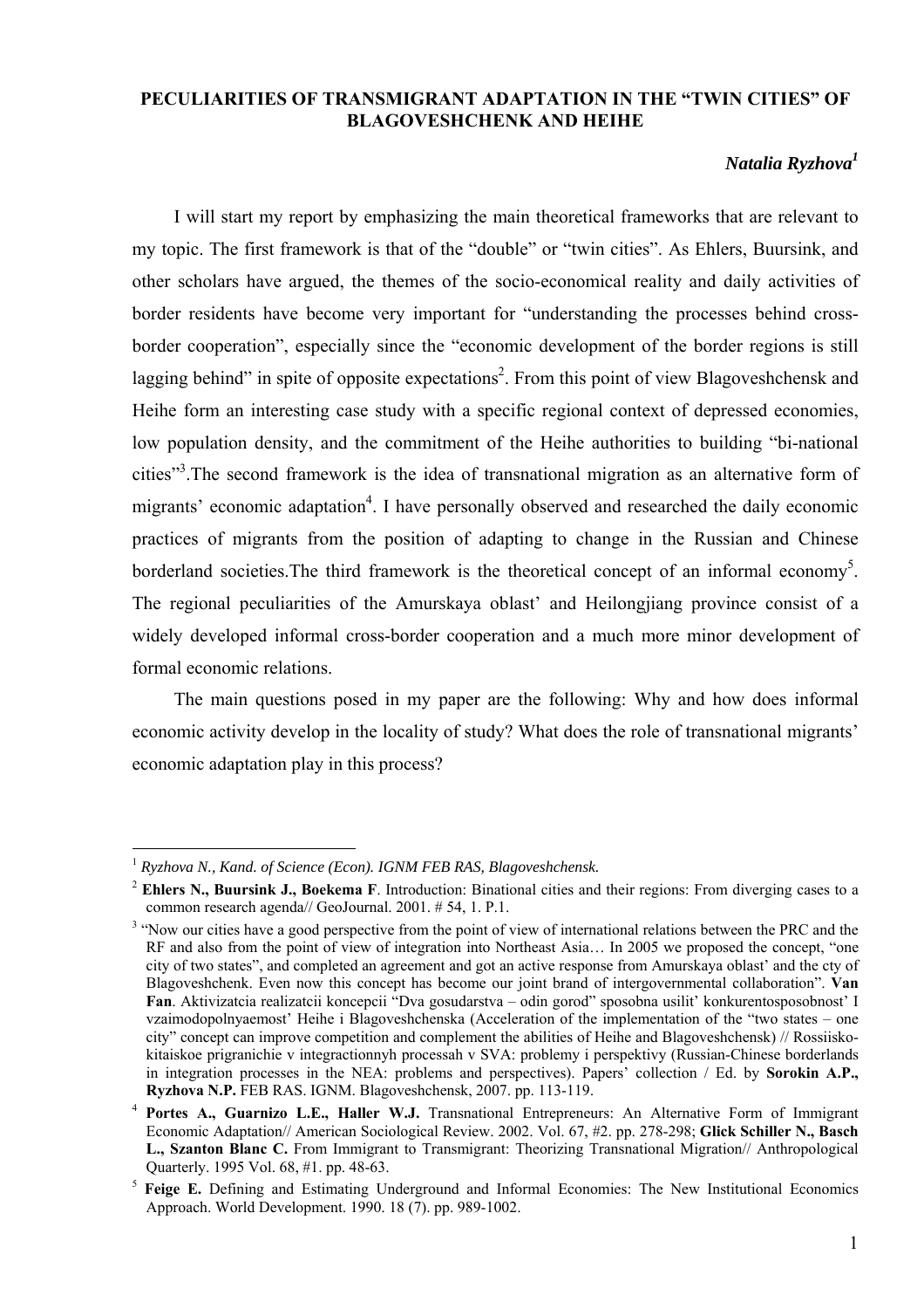# PECULIARITIES OF TRANSMIGRANT ADAPTATION IN THE "TWIN CITIES" OF BLAGOVESHCHENK AND HEIHE

***Natalia Ryzhova*[1]**

I will start my report by emphasizing the main theoretical frameworks that are relevant to my topic. The first framework is that of the "double" or "twin cities". As Ehlers, Buursink, and other scholars have argued, the themes of the socio-economical reality and daily activities of border residents have become very important for "understanding the processes behind cross-border cooperation", especially since the "economic development of the border regions is still lagging behind" in spite of opposite expectations[2]. From this point of view Blagoveshchensk and Heihe form an interesting case study with a specific regional context of depressed economies, low population density, and the commitment of the Heihe authorities to building "bi-national cities"[3].The second framework is the idea of transnational migration as an alternative form of migrants' economic adaptation[4]. I have personally observed and researched the daily economic practices of migrants from the position of adapting to change in the Russian and Chinese borderland societies.The third framework is the theoretical concept of an informal economy[5]. The regional peculiarities of the Amurskaya oblast' and Heilongjiang province consist of a widely developed informal cross-border cooperation and a much more minor development of formal economic relations.

The main questions posed in my paper are the following: Why and how does informal economic activity develop in the locality of study? What does the role of transnational migrants' economic adaptation play in this process?

---

[1] *Ryzhova N., Kand. of Science (Econ). IGNM FEB RAS, Blagoveshchensk.*

[2] **Ehlers N., Buursink J., Boekema F**. Introduction: Binational cities and their regions: From diverging cases to a common research agenda// GeoJournal. 2001. # 54, 1. P.1.

[3] "Now our cities have a good perspective from the point of view of international relations between the PRC and the RF and also from the point of view of integration into Northeast Asia… In 2005 we proposed the concept, "one city of two states", and completed an agreement and got an active response from Amurskaya oblast' and the cty of Blagoveshchenk. Even now this concept has become our joint brand of intergovernmental collaboration". **Van Fan**. Aktivizatcia realizatcii koncepcii "Dva gosudarstva – odin gorod" sposobna usilit' konkurentosposobnost' I vzaimodopolnyaemost' Heihe i Blagoveshchenska (Acceleration of the implementation of the "two states – one city" concept can improve competition and complement the abilities of Heihe and Blagoveshchensk) // Rossiisko-kitaiskoe prigranichie v integractionnyh processah v SVA: problemy i perspektivy (Russian-Chinese borderlands in integration processes in the NEA: problems and perspectives). Papers' collection / Ed. by **Sorokin A.P., Ryzhova N.P.** FEB RAS. IGNM. Blagoveshchensk, 2007. pp. 113-119.

[4] **Portes A., Guarnizo L.E., Haller W.J.** Transnational Entrepreneurs: An Alternative Form of Immigrant Economic Adaptation// American Sociological Review. 2002. Vol. 67, #2. pp. 278-298; **Glick Schiller N., Basch L., Szanton Blanc C.** From Immigrant to Transmigrant: Theorizing Transnational Migration// Anthropological Quarterly. 1995 Vol. 68, #1. pp. 48-63.

[5] **Feige E.** Defining and Estimating Underground and Informal Economies: The New Institutional Economics Approach. World Development. 1990. 18 (7). pp. 989-1002.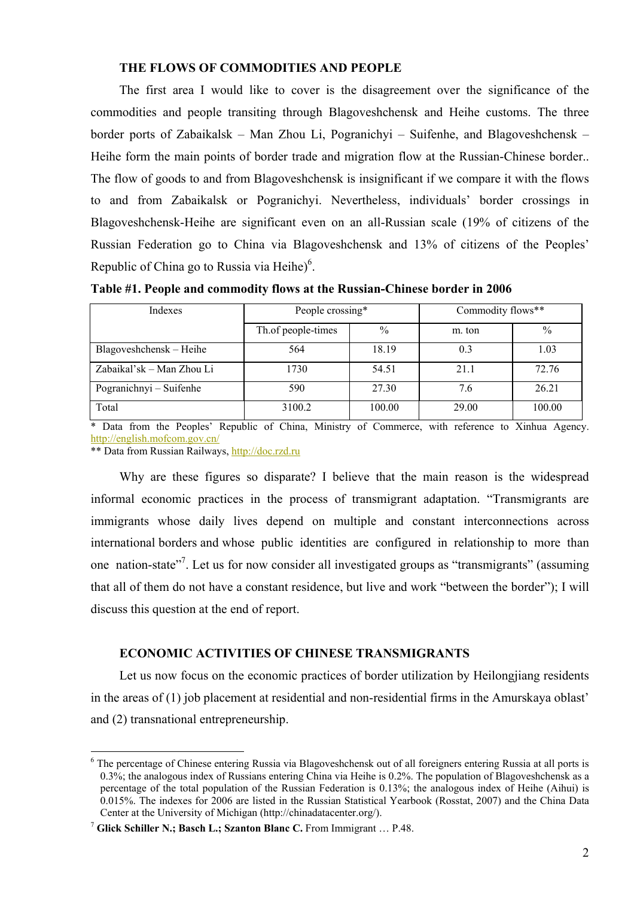### THE FLOWS OF COMMODITIES AND PEOPLE

The first area I would like to cover is the disagreement over the significance of the commodities and people transiting through Blagoveshchensk and Heihe customs. The three border ports of Zabaikalsk – Man Zhou Li, Pogranichyi – Suifenhe, and Blagoveshchensk – Heihe form the main points of border trade and migration flow at the Russian-Chinese border.. The flow of goods to and from Blagoveshchensk is insignificant if we compare it with the flows to and from Zabaikalsk or Pogranichyi. Nevertheless, individuals' border crossings in Blagoveshchensk-Heihe are significant even on an all-Russian scale (19% of citizens of the Russian Federation go to China via Blagoveshchensk and 13% of citizens of the Peoples' Republic of China go to Russia via Heihe)[6].

**Table #1. People and commodity flows at the Russian-Chinese border in 2006**

| Indexes | People crossing* | | Commodity flows** | |
|---|---|---|---|---|
| | Th.of people-times | % | m. ton | % |
| Blagoveshchensk – Heihe | 564 | 18.19 | 0.3 | 1.03 |
| Zabaikal'sk – Man Zhou Li | 1730 | 54.51 | 21.1 | 72.76 |
| Pogranichnyi – Suifenhe | 590 | 27.30 | 7.6 | 26.21 |
| Total | 3100.2 | 100.00 | 29.00 | 100.00 |

\* Data from the Peoples' Republic of China, Ministry of Commerce, with reference to Xinhua Agency. http://english.mofcom.gov.cn/

\*\* Data from Russian Railways, http://doc.rzd.ru

Why are these figures so disparate? I believe that the main reason is the widespread informal economic practices in the process of transmigrant adaptation. "Transmigrants are immigrants whose daily lives depend on multiple and constant interconnections across international borders and whose public identities are configured in relationship to more than one nation-state"[7]. Let us for now consider all investigated groups as "transmigrants" (assuming that all of them do not have a constant residence, but live and work "between the border"); I will discuss this question at the end of report.

### ECONOMIC ACTIVITIES OF CHINESE TRANSMIGRANTS

Let us now focus on the economic practices of border utilization by Heilongjiang residents in the areas of (1) job placement at residential and non-residential firms in the Amurskaya oblast' and (2) transnational entrepreneurship.

---

[6] The percentage of Chinese entering Russia via Blagoveshchensk out of all foreigners entering Russia at all ports is 0.3%; the analogous index of Russians entering China via Heihe is 0.2%. The population of Blagoveshchensk as a percentage of the total population of the Russian Federation is 0.13%; the analogous index of Heihe (Aihui) is 0.015%. The indexes for 2006 are listed in the Russian Statistical Yearbook (Rosstat, 2007) and the China Data Center at the University of Michigan (http://chinadatacenter.org/).

[7] **Glick Schiller N.; Basch L.; Szanton Blanc C.** From Immigrant … P.48.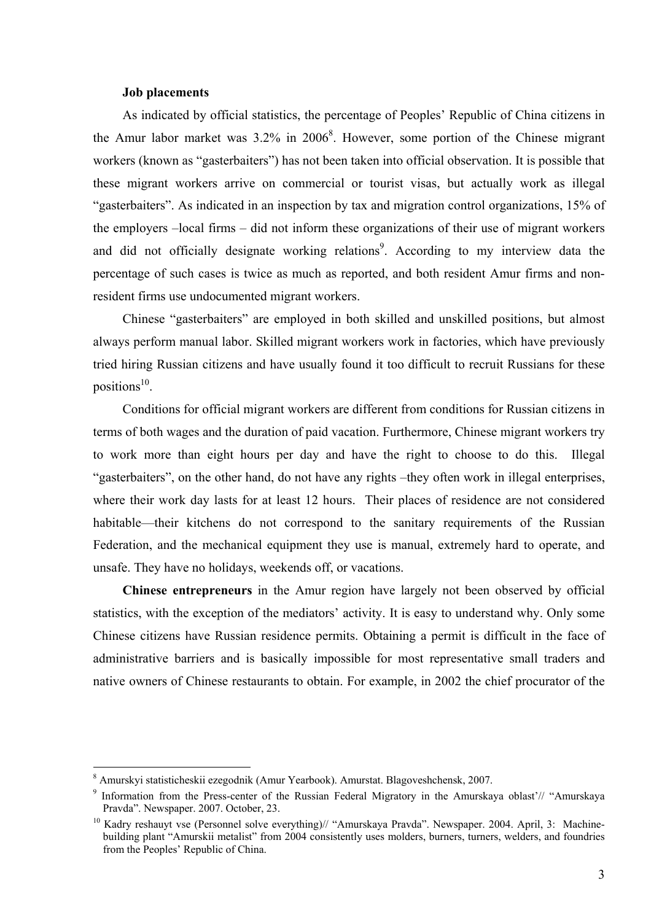**Job placements**

As indicated by official statistics, the percentage of Peoples' Republic of China citizens in the Amur labor market was 3.2% in 2006[8]. However, some portion of the Chinese migrant workers (known as "gasterbaiters") has not been taken into official observation. It is possible that these migrant workers arrive on commercial or tourist visas, but actually work as illegal "gasterbaiters". As indicated in an inspection by tax and migration control organizations, 15% of the employers –local firms – did not inform these organizations of their use of migrant workers and did not officially designate working relations[9]. According to my interview data the percentage of such cases is twice as much as reported, and both resident Amur firms and non-resident firms use undocumented migrant workers.

Chinese "gasterbaiters" are employed in both skilled and unskilled positions, but almost always perform manual labor. Skilled migrant workers work in factories, which have previously tried hiring Russian citizens and have usually found it too difficult to recruit Russians for these positions[10].

Conditions for official migrant workers are different from conditions for Russian citizens in terms of both wages and the duration of paid vacation. Furthermore, Chinese migrant workers try to work more than eight hours per day and have the right to choose to do this. Illegal "gasterbaiters", on the other hand, do not have any rights –they often work in illegal enterprises, where their work day lasts for at least 12 hours. Their places of residence are not considered habitable—their kitchens do not correspond to the sanitary requirements of the Russian Federation, and the mechanical equipment they use is manual, extremely hard to operate, and unsafe. They have no holidays, weekends off, or vacations.

**Chinese entrepreneurs** in the Amur region have largely not been observed by official statistics, with the exception of the mediators' activity. It is easy to understand why. Only some Chinese citizens have Russian residence permits. Obtaining a permit is difficult in the face of administrative barriers and is basically impossible for most representative small traders and native owners of Chinese restaurants to obtain. For example, in 2002 the chief procurator of the

---

[8] Amurskyi statisticheskii ezegodnik (Amur Yearbook). Amurstat. Blagoveshchensk, 2007.

[9] Information from the Press-center of the Russian Federal Migratory in the Amurskaya oblast'// "Amurskaya Pravda". Newspaper. 2007. October, 23.

[10] Kadry reshauyt vse (Personnel solve everything)// "Amurskaya Pravda". Newspaper. 2004. April, 3: Machine-building plant "Amurskii metalist" from 2004 consistently uses molders, burners, turners, welders, and foundries from the Peoples' Republic of China.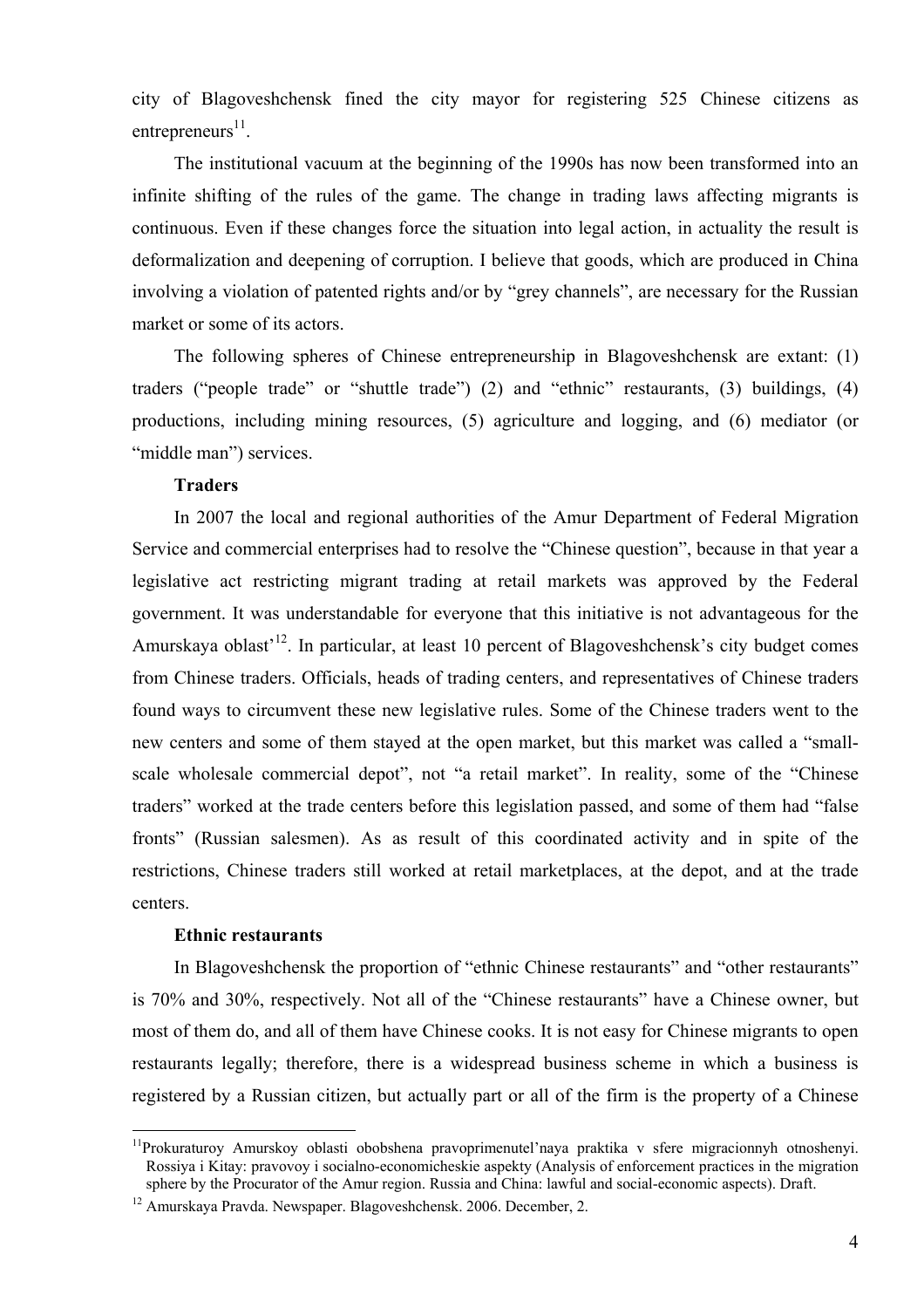city of Blagoveshchensk fined the city mayor for registering 525 Chinese citizens as entrepreneurs[11].

The institutional vacuum at the beginning of the 1990s has now been transformed into an infinite shifting of the rules of the game. The change in trading laws affecting migrants is continuous. Even if these changes force the situation into legal action, in actuality the result is deformalization and deepening of corruption. I believe that goods, which are produced in China involving a violation of patented rights and/or by "grey channels", are necessary for the Russian market or some of its actors.

The following spheres of Chinese entrepreneurship in Blagoveshchensk are extant: (1) traders ("people trade" or "shuttle trade") (2) and "ethnic" restaurants, (3) buildings, (4) productions, including mining resources, (5) agriculture and logging, and (6) mediator (or "middle man") services.

**Traders**

In 2007 the local and regional authorities of the Amur Department of Federal Migration Service and commercial enterprises had to resolve the "Chinese question", because in that year a legislative act restricting migrant trading at retail markets was approved by the Federal government. It was understandable for everyone that this initiative is not advantageous for the Amurskaya oblast'[12]. In particular, at least 10 percent of Blagoveshchensk's city budget comes from Chinese traders. Officials, heads of trading centers, and representatives of Chinese traders found ways to circumvent these new legislative rules. Some of the Chinese traders went to the new centers and some of them stayed at the open market, but this market was called a "small-scale wholesale commercial depot", not "a retail market". In reality, some of the "Chinese traders" worked at the trade centers before this legislation passed, and some of them had "false fronts" (Russian salesmen). As as result of this coordinated activity and in spite of the restrictions, Chinese traders still worked at retail marketplaces, at the depot, and at the trade centers.

**Ethnic restaurants**

In Blagoveshchensk the proportion of "ethnic Chinese restaurants" and "other restaurants" is 70% and 30%, respectively. Not all of the "Chinese restaurants" have a Chinese owner, but most of them do, and all of them have Chinese cooks. It is not easy for Chinese migrants to open restaurants legally; therefore, there is a widespread business scheme in which a business is registered by a Russian citizen, but actually part or all of the firm is the property of a Chinese

---

[11] Prokuraturoy Amurskoy oblasti obobshena pravoprimenutel'naya praktika v sfere migracionnyh otnoshenyi. Rossiya i Kitay: pravovoy i socialno-economicheskie aspekty (Analysis of enforcement practices in the migration sphere by the Procurator of the Amur region. Russia and China: lawful and social-economic aspects). Draft.

[12] Amurskaya Pravda. Newspaper. Blagoveshchensk. 2006. December, 2.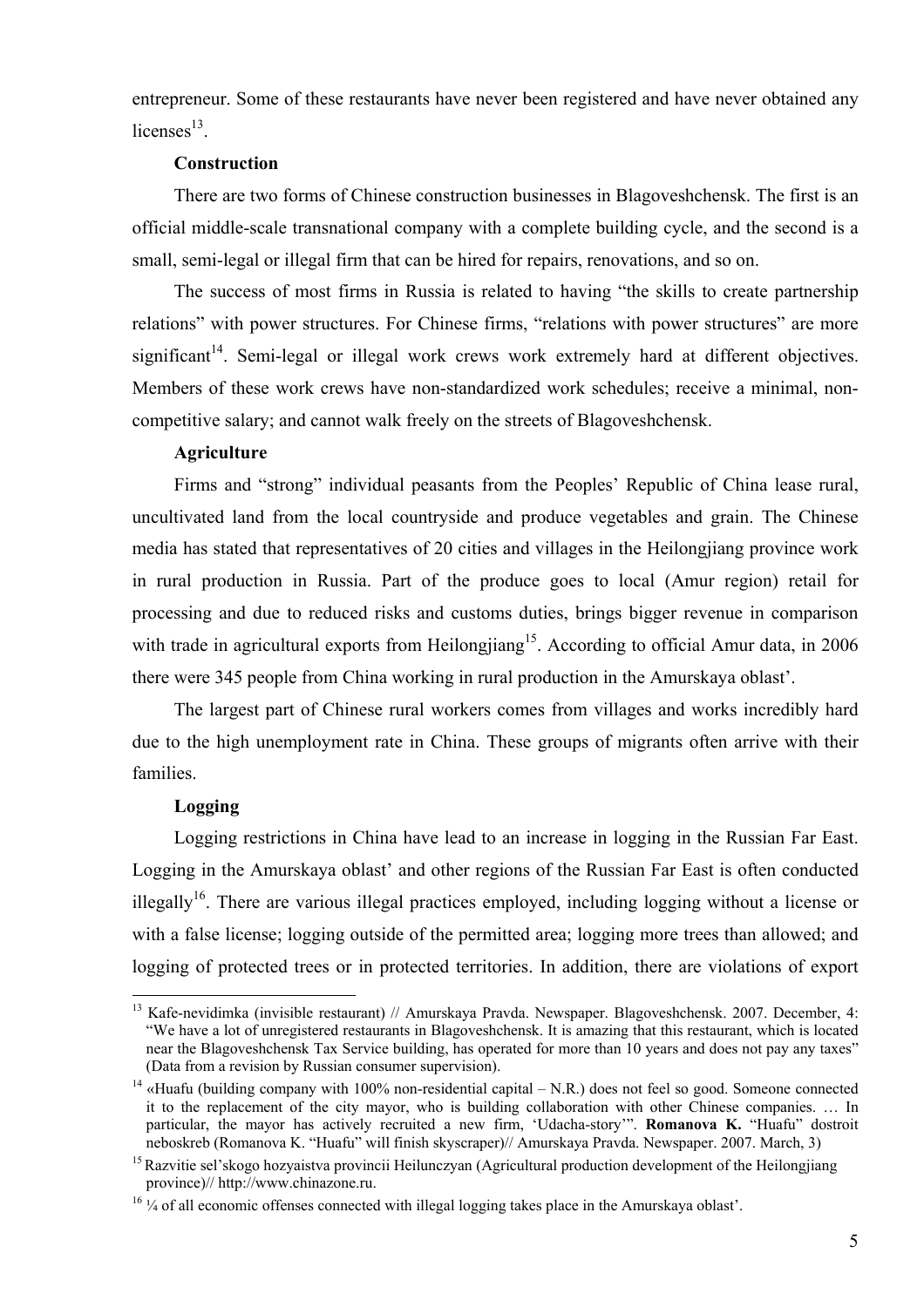entrepreneur. Some of these restaurants have never been registered and have never obtained any licenses[13].

**Construction**

There are two forms of Chinese construction businesses in Blagoveshchensk. The first is an official middle-scale transnational company with a complete building cycle, and the second is a small, semi-legal or illegal firm that can be hired for repairs, renovations, and so on.

The success of most firms in Russia is related to having "the skills to create partnership relations" with power structures. For Chinese firms, "relations with power structures" are more significant[14]. Semi-legal or illegal work crews work extremely hard at different objectives. Members of these work crews have non-standardized work schedules; receive a minimal, non-competitive salary; and cannot walk freely on the streets of Blagoveshchensk.

**Agriculture**

Firms and "strong" individual peasants from the Peoples' Republic of China lease rural, uncultivated land from the local countryside and produce vegetables and grain. The Chinese media has stated that representatives of 20 cities and villages in the Heilongjiang province work in rural production in Russia. Part of the produce goes to local (Amur region) retail for processing and due to reduced risks and customs duties, brings bigger revenue in comparison with trade in agricultural exports from Heilongjiang[15]. According to official Amur data, in 2006 there were 345 people from China working in rural production in the Amurskaya oblast'.

The largest part of Chinese rural workers comes from villages and works incredibly hard due to the high unemployment rate in China. These groups of migrants often arrive with their families.

**Logging**

Logging restrictions in China have lead to an increase in logging in the Russian Far East. Logging in the Amurskaya oblast' and other regions of the Russian Far East is often conducted illegally[16]. There are various illegal practices employed, including logging without a license or with a false license; logging outside of the permitted area; logging more trees than allowed; and logging of protected trees or in protected territories. In addition, there are violations of export

---

[13] Kafe-nevidimka (invisible restaurant) // Amurskaya Pravda. Newspaper. Blagoveshchensk. 2007. December, 4: "We have a lot of unregistered restaurants in Blagoveshchensk. It is amazing that this restaurant, which is located near the Blagoveshchensk Tax Service building, has operated for more than 10 years and does not pay any taxes" (Data from a revision by Russian consumer supervision).

[14] «Huafu (building company with 100% non-residential capital – N.R.) does not feel so good. Someone connected it to the replacement of the city mayor, who is building collaboration with other Chinese companies. … In particular, the mayor has actively recruited a new firm, 'Udacha-story'". **Romanova K.** "Huafu" dostroit neboskreb (Romanova K. "Huafu" will finish skyscraper)// Amurskaya Pravda. Newspaper. 2007. March, 3)

[15] Razvitie sel'skogo hozyaistva provincii Heilunczyan (Agricultural production development of the Heilongjiang province)// http://www.chinazone.ru.

[16] ¼ of all economic offenses connected with illegal logging takes place in the Amurskaya oblast'.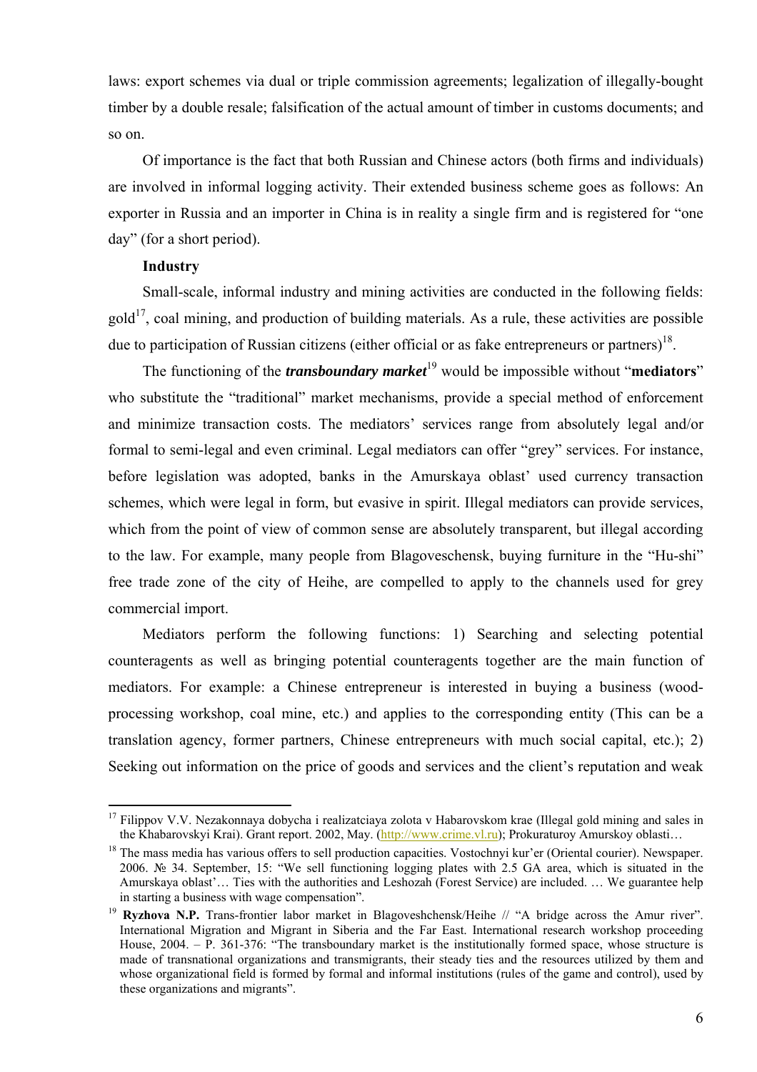laws: export schemes via dual or triple commission agreements; legalization of illegally-bought timber by a double resale; falsification of the actual amount of timber in customs documents; and so on.

Of importance is the fact that both Russian and Chinese actors (both firms and individuals) are involved in informal logging activity. Their extended business scheme goes as follows: An exporter in Russia and an importer in China is in reality a single firm and is registered for "one day" (for a short period).

**Industry**

Small-scale, informal industry and mining activities are conducted in the following fields: gold[17], coal mining, and production of building materials. As a rule, these activities are possible due to participation of Russian citizens (either official or as fake entrepreneurs or partners)[18].

The functioning of the ***transboundary market***[19] would be impossible without "**mediators**" who substitute the "traditional" market mechanisms, provide a special method of enforcement and minimize transaction costs. The mediators' services range from absolutely legal and/or formal to semi-legal and even criminal. Legal mediators can offer "grey" services. For instance, before legislation was adopted, banks in the Amurskaya oblast' used currency transaction schemes, which were legal in form, but evasive in spirit. Illegal mediators can provide services, which from the point of view of common sense are absolutely transparent, but illegal according to the law. For example, many people from Blagoveschensk, buying furniture in the "Hu-shi" free trade zone of the city of Heihe, are compelled to apply to the channels used for grey commercial import.

Mediators perform the following functions: 1) Searching and selecting potential counteragents as well as bringing potential counteragents together are the main function of mediators. For example: a Chinese entrepreneur is interested in buying a business (wood-processing workshop, coal mine, etc.) and applies to the corresponding entity (This can be a translation agency, former partners, Chinese entrepreneurs with much social capital, etc.); 2) Seeking out information on the price of goods and services and the client's reputation and weak

---

[17] Filippov V.V. Nezakonnaya dobycha i realizatciaya zolota v Habarovskom krae (Illegal gold mining and sales in the Khabarovskyi Krai). Grant report. 2002, May. (http://www.crime.vl.ru); Prokuraturoy Amurskoy oblasti…

[18] The mass media has various offers to sell production capacities. Vostochnyi kur'er (Oriental courier). Newspaper. 2006. № 34. September, 15: "We sell functioning logging plates with 2.5 GA area, which is situated in the Amurskaya oblast'… Ties with the authorities and Leshozah (Forest Service) are included. … We guarantee help in starting a business with wage compensation".

[19] **Ryzhova N.P.** Trans-frontier labor market in Blagoveshchensk/Heihe // "A bridge across the Amur river". International Migration and Migrant in Siberia and the Far East. International research workshop proceeding House, 2004. – P. 361-376: "The transboundary market is the institutionally formed space, whose structure is made of transnational organizations and transmigrants, their steady ties and the resources utilized by them and whose organizational field is formed by formal and informal institutions (rules of the game and control), used by these organizations and migrants".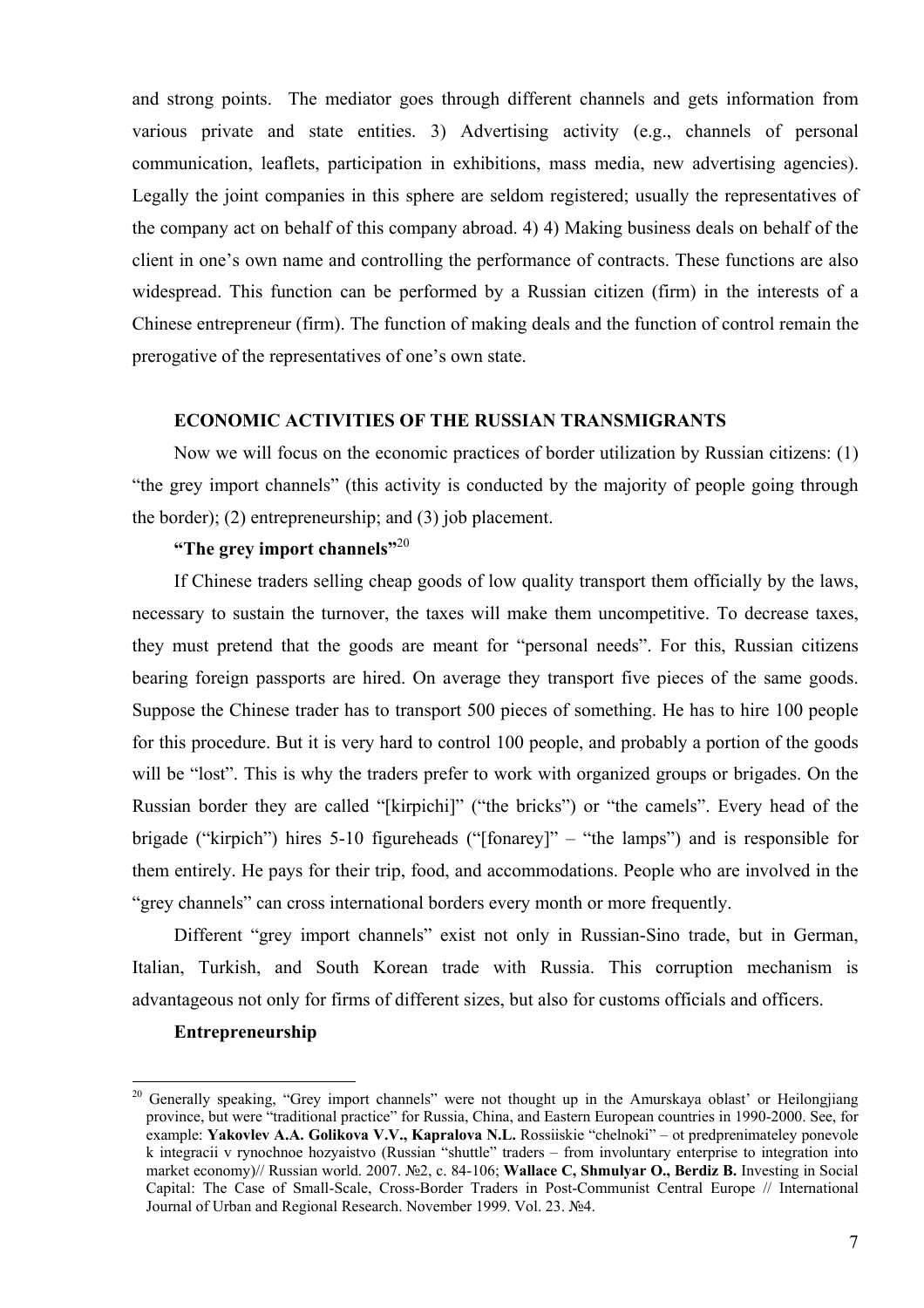and strong points. The mediator goes through different channels and gets information from various private and state entities. 3) Advertising activity (e.g., channels of personal communication, leaflets, participation in exhibitions, mass media, new advertising agencies). Legally the joint companies in this sphere are seldom registered; usually the representatives of the company act on behalf of this company abroad. 4) 4) Making business deals on behalf of the client in one's own name and controlling the performance of contracts. These functions are also widespread. This function can be performed by a Russian citizen (firm) in the interests of a Chinese entrepreneur (firm). The function of making deals and the function of control remain the prerogative of the representatives of one's own state.

## ECONOMIC ACTIVITIES OF THE RUSSIAN TRANSMIGRANTS

Now we will focus on the economic practices of border utilization by Russian citizens: (1) "the grey import channels" (this activity is conducted by the majority of people going through the border); (2) entrepreneurship; and (3) job placement.

### "The grey import channels"[20]

If Chinese traders selling cheap goods of low quality transport them officially by the laws, necessary to sustain the turnover, the taxes will make them uncompetitive. To decrease taxes, they must pretend that the goods are meant for "personal needs". For this, Russian citizens bearing foreign passports are hired. On average they transport five pieces of the same goods. Suppose the Chinese trader has to transport 500 pieces of something. He has to hire 100 people for this procedure. But it is very hard to control 100 people, and probably a portion of the goods will be "lost". This is why the traders prefer to work with organized groups or brigades. On the Russian border they are called "[kirpichi]" ("the bricks") or "the camels". Every head of the brigade ("kirpich") hires 5-10 figureheads ("[fonarey]" – "the lamps") and is responsible for them entirely. He pays for their trip, food, and accommodations. People who are involved in the "grey channels" can cross international borders every month or more frequently.

Different "grey import channels" exist not only in Russian-Sino trade, but in German, Italian, Turkish, and South Korean trade with Russia. This corruption mechanism is advantageous not only for firms of different sizes, but also for customs officials and officers.

### Entrepreneurship

---

[20] Generally speaking, "Grey import channels" were not thought up in the Amurskaya oblast' or Heilongjiang province, but were "traditional practice" for Russia, China, and Eastern European countries in 1990-2000. See, for example: **Yakovlev A.A. Golikova V.V., Kapralova N.L.** Rossiiskie "chelnoki" – ot predprenimateley ponevole k integracii v rynochnoe hozyaistvo (Russian "shuttle" traders – from involuntary enterprise to integration into market economy)// Russian world. 2007. №2, c. 84-106; **Wallace C, Shmulyar O., Berdiz B.** Investing in Social Capital: The Case of Small-Scale, Cross-Border Traders in Post-Communist Central Europe // International Journal of Urban and Regional Research. November 1999. Vol. 23. №4.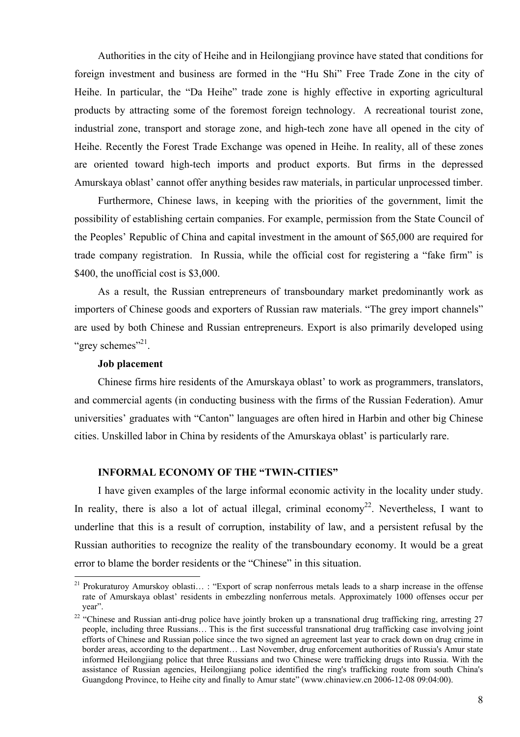Authorities in the city of Heihe and in Heilongjiang province have stated that conditions for foreign investment and business are formed in the "Hu Shi" Free Trade Zone in the city of Heihe. In particular, the "Da Heihe" trade zone is highly effective in exporting agricultural products by attracting some of the foremost foreign technology. A recreational tourist zone, industrial zone, transport and storage zone, and high-tech zone have all opened in the city of Heihe. Recently the Forest Trade Exchange was opened in Heihe. In reality, all of these zones are oriented toward high-tech imports and product exports. But firms in the depressed Amurskaya oblast' cannot offer anything besides raw materials, in particular unprocessed timber.

Furthermore, Chinese laws, in keeping with the priorities of the government, limit the possibility of establishing certain companies. For example, permission from the State Council of the Peoples' Republic of China and capital investment in the amount of $65,000 are required for trade company registration. In Russia, while the official cost for registering a "fake firm" is $400, the unofficial cost is $3,000.

As a result, the Russian entrepreneurs of transboundary market predominantly work as importers of Chinese goods and exporters of Russian raw materials. "The grey import channels" are used by both Chinese and Russian entrepreneurs. Export is also primarily developed using "grey schemes"[21].

**Job placement**

Chinese firms hire residents of the Amurskaya oblast' to work as programmers, translators, and commercial agents (in conducting business with the firms of the Russian Federation). Amur universities' graduates with "Canton" languages are often hired in Harbin and other big Chinese cities. Unskilled labor in China by residents of the Amurskaya oblast' is particularly rare.

## INFORMAL ECONOMY OF THE "TWIN-CITIES"

I have given examples of the large informal economic activity in the locality under study. In reality, there is also a lot of actual illegal, criminal economy[22]. Nevertheless, I want to underline that this is a result of corruption, instability of law, and a persistent refusal by the Russian authorities to recognize the reality of the transboundary economy. It would be a great error to blame the border residents or the "Chinese" in this situation.

---

[21] Prokuraturoy Amurskoy oblasti… : "Export of scrap nonferrous metals leads to a sharp increase in the offense rate of Amurskaya oblast' residents in embezzling nonferrous metals. Approximately 1000 offenses occur per year".

[22] "Chinese and Russian anti-drug police have jointly broken up a transnational drug trafficking ring, arresting 27 people, including three Russians… This is the first successful transnational drug trafficking case involving joint efforts of Chinese and Russian police since the two signed an agreement last year to crack down on drug crime in border areas, according to the department… Last November, drug enforcement authorities of Russia's Amur state informed Heilongjiang police that three Russians and two Chinese were trafficking drugs into Russia. With the assistance of Russian agencies, Heilongjiang police identified the ring's trafficking route from south China's Guangdong Province, to Heihe city and finally to Amur state" (www.chinaview.cn 2006-12-08 09:04:00).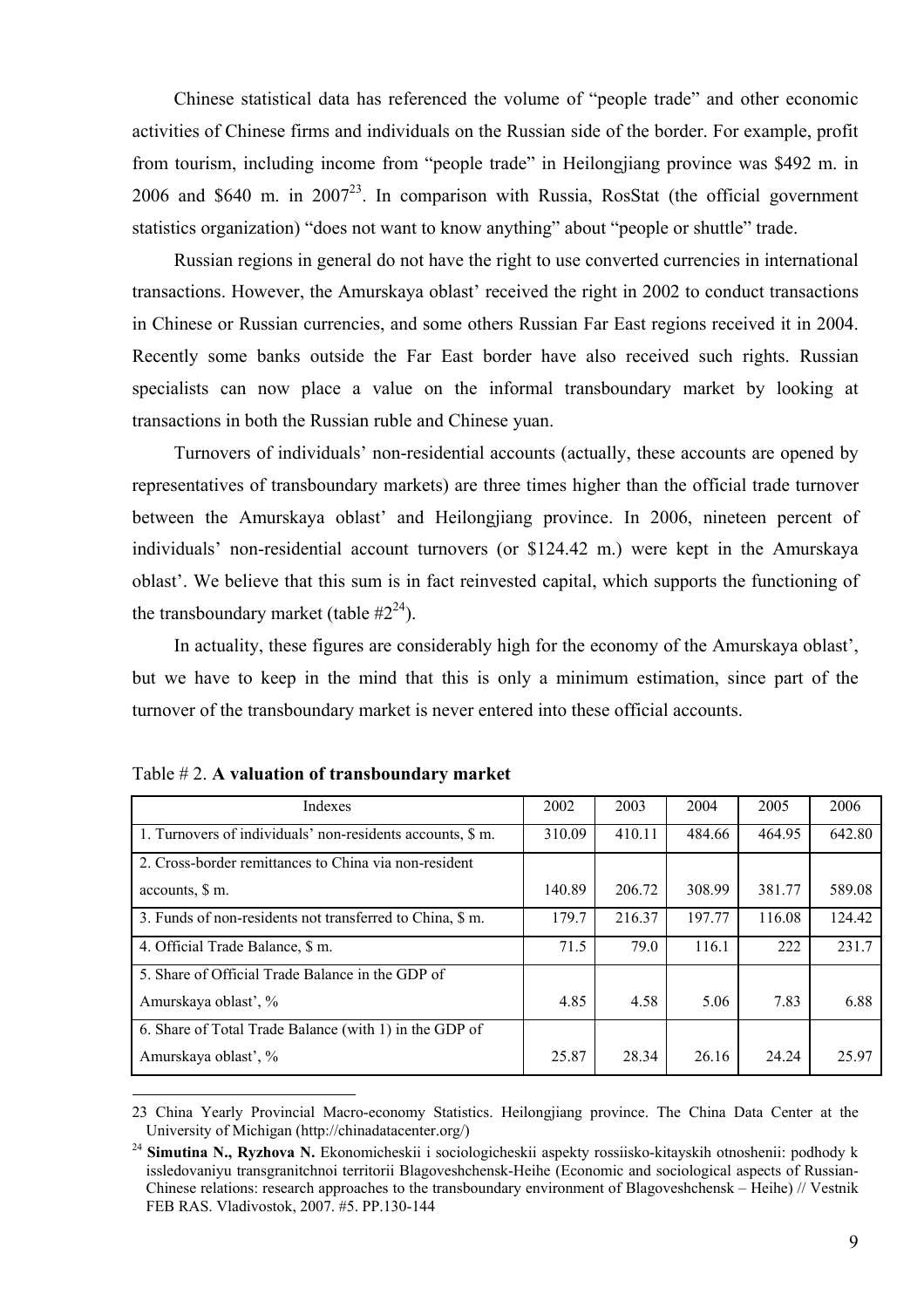Chinese statistical data has referenced the volume of "people trade" and other economic activities of Chinese firms and individuals on the Russian side of the border. For example, profit from tourism, including income from "people trade" in Heilongjiang province was \$492 m. in 2006 and \$640 m. in 2007[23]. In comparison with Russia, RosStat (the official government statistics organization) "does not want to know anything" about "people or shuttle" trade.

Russian regions in general do not have the right to use converted currencies in international transactions. However, the Amurskaya oblast' received the right in 2002 to conduct transactions in Chinese or Russian currencies, and some others Russian Far East regions received it in 2004. Recently some banks outside the Far East border have also received such rights. Russian specialists can now place a value on the informal transboundary market by looking at transactions in both the Russian ruble and Chinese yuan.

Turnovers of individuals' non-residential accounts (actually, these accounts are opened by representatives of transboundary markets) are three times higher than the official trade turnover between the Amurskaya oblast' and Heilongjiang province. In 2006, nineteen percent of individuals' non-residential account turnovers (or \$124.42 m.) were kept in the Amurskaya oblast'. We believe that this sum is in fact reinvested capital, which supports the functioning of the transboundary market (table #2[24]).

In actuality, these figures are considerably high for the economy of the Amurskaya oblast', but we have to keep in the mind that this is only a minimum estimation, since part of the turnover of the transboundary market is never entered into these official accounts.

Table # 2. **A valuation of transboundary market**

| Indexes | 2002 | 2003 | 2004 | 2005 | 2006 |
|---|---|---|---|---|---|
| 1. Turnovers of individuals' non-residents accounts, \$ m. | 310.09 | 410.11 | 484.66 | 464.95 | 642.80 |
| 2. Cross-border remittances to China via non-resident accounts, \$ m. | 140.89 | 206.72 | 308.99 | 381.77 | 589.08 |
| 3. Funds of non-residents not transferred to China, \$ m. | 179.7 | 216.37 | 197.77 | 116.08 | 124.42 |
| 4. Official Trade Balance, \$ m. | 71.5 | 79.0 | 116.1 | 222 | 231.7 |
| 5. Share of Official Trade Balance in the GDP of Amurskaya oblast', % | 4.85 | 4.58 | 5.06 | 7.83 | 6.88 |
| 6. Share of Total Trade Balance (with 1) in the GDP of Amurskaya oblast', % | 25.87 | 28.34 | 26.16 | 24.24 | 25.97 |

---

23 China Yearly Provincial Macro-economy Statistics. Heilongjiang province. The China Data Center at the University of Michigan (http://chinadatacenter.org/)

24 **Simutina N., Ryzhova N.** Ekonomicheskii i sociologicheskii aspekty rossiisko-kitayskih otnoshenii: podhody k issledovaniyu transgranitchnoi territorii Blagoveshchensk-Heihe (Economic and sociological aspects of Russian-Chinese relations: research approaches to the transboundary environment of Blagoveshchensk – Heihe) // Vestnik FEB RAS. Vladivostok, 2007. #5. PP.130-144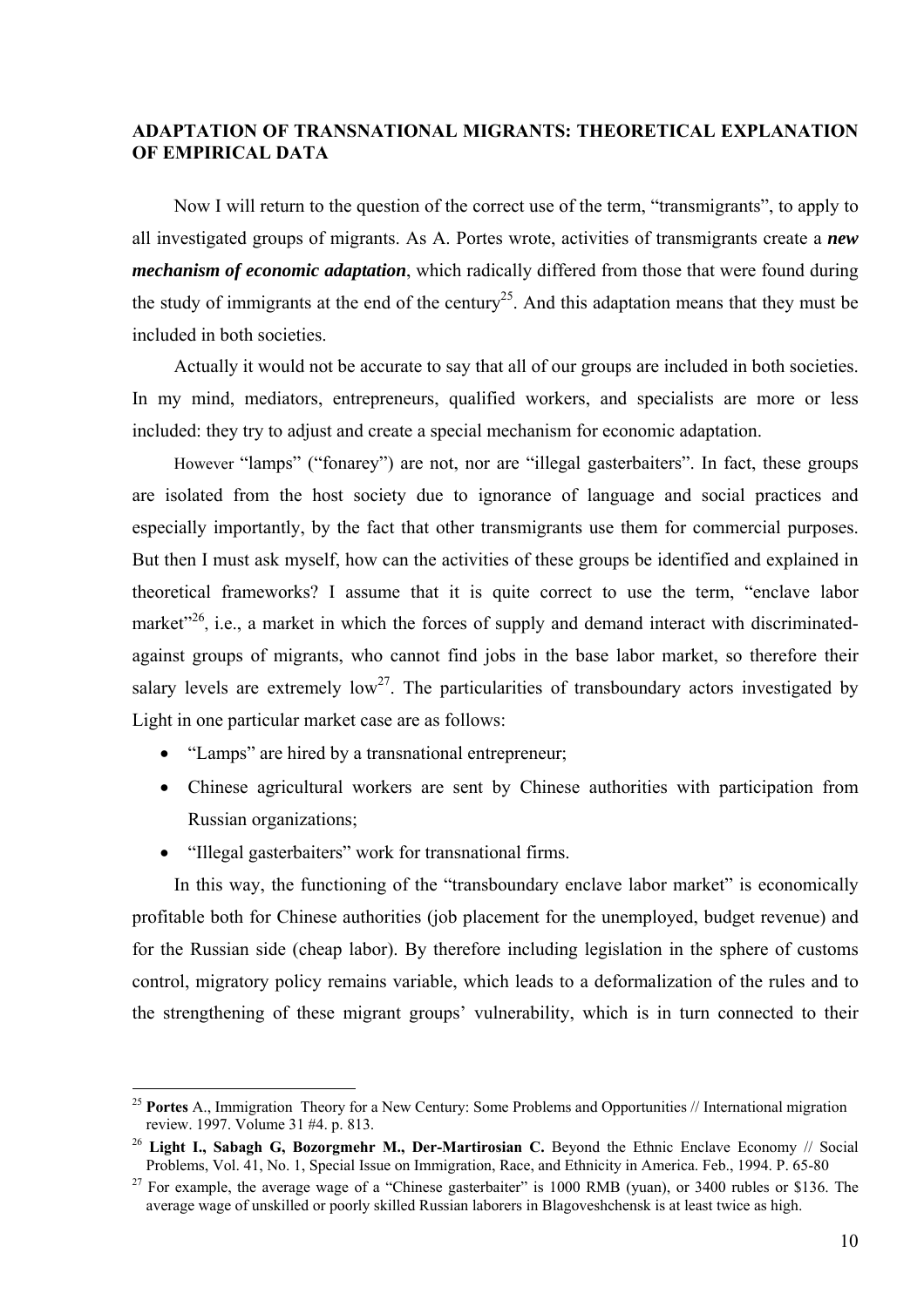## ADAPTATION OF TRANSNATIONAL MIGRANTS: THEORETICAL EXPLANATION OF EMPIRICAL DATA

Now I will return to the question of the correct use of the term, "transmigrants", to apply to all investigated groups of migrants. As A. Portes wrote, activities of transmigrants create a ***new mechanism of economic adaptation***, which radically differed from those that were found during the study of immigrants at the end of the century[25]. And this adaptation means that they must be included in both societies.

Actually it would not be accurate to say that all of our groups are included in both societies. In my mind, mediators, entrepreneurs, qualified workers, and specialists are more or less included: they try to adjust and create a special mechanism for economic adaptation.

However "lamps" ("fonarey") are not, nor are "illegal gasterbaiters". In fact, these groups are isolated from the host society due to ignorance of language and social practices and especially importantly, by the fact that other transmigrants use them for commercial purposes. But then I must ask myself, how can the activities of these groups be identified and explained in theoretical frameworks? I assume that it is quite correct to use the term, "enclave labor market"[26], i.e., a market in which the forces of supply and demand interact with discriminated-against groups of migrants, who cannot find jobs in the base labor market, so therefore their salary levels are extremely low[27]. The particularities of transboundary actors investigated by Light in one particular market case are as follows:

- "Lamps" are hired by a transnational entrepreneur;
- Chinese agricultural workers are sent by Chinese authorities with participation from Russian organizations;
- "Illegal gasterbaiters" work for transnational firms.

In this way, the functioning of the "transboundary enclave labor market" is economically profitable both for Chinese authorities (job placement for the unemployed, budget revenue) and for the Russian side (cheap labor). By therefore including legislation in the sphere of customs control, migratory policy remains variable, which leads to a deformalization of the rules and to the strengthening of these migrant groups' vulnerability, which is in turn connected to their

---

[25] **Portes** A., Immigration Theory for a New Century: Some Problems and Opportunities // International migration review. 1997. Volume 31 #4. p. 813.

[26] **Light I., Sabagh G, Bozorgmehr M., Der-Martirosian C.** Beyond the Ethnic Enclave Economy // Social Problems, Vol. 41, No. 1, Special Issue on Immigration, Race, and Ethnicity in America. Feb., 1994. P. 65-80

[27] For example, the average wage of a "Chinese gasterbaiter" is 1000 RMB (yuan), or 3400 rubles or $136. The average wage of unskilled or poorly skilled Russian laborers in Blagoveshchensk is at least twice as high.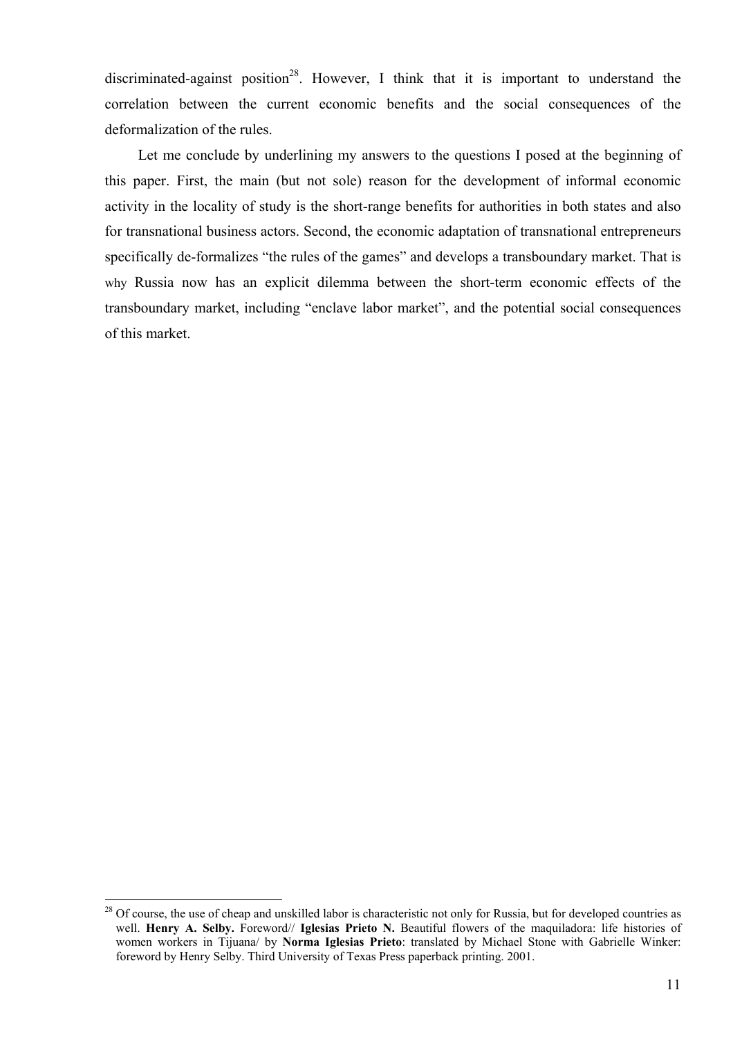discriminated-against position[28]. However, I think that it is important to understand the correlation between the current economic benefits and the social consequences of the deformalization of the rules.

Let me conclude by underlining my answers to the questions I posed at the beginning of this paper. First, the main (but not sole) reason for the development of informal economic activity in the locality of study is the short-range benefits for authorities in both states and also for transnational business actors. Second, the economic adaptation of transnational entrepreneurs specifically de-formalizes "the rules of the games" and develops a transboundary market. That is why Russia now has an explicit dilemma between the short-term economic effects of the transboundary market, including "enclave labor market", and the potential social consequences of this market.

---

[28] Of course, the use of cheap and unskilled labor is characteristic not only for Russia, but for developed countries as well. **Henry A. Selby.** Foreword// **Iglesias Prieto N.** Beautiful flowers of the maquiladora: life histories of women workers in Tijuana/ by **Norma Iglesias Prieto**: translated by Michael Stone with Gabrielle Winker: foreword by Henry Selby. Third University of Texas Press paperback printing. 2001.